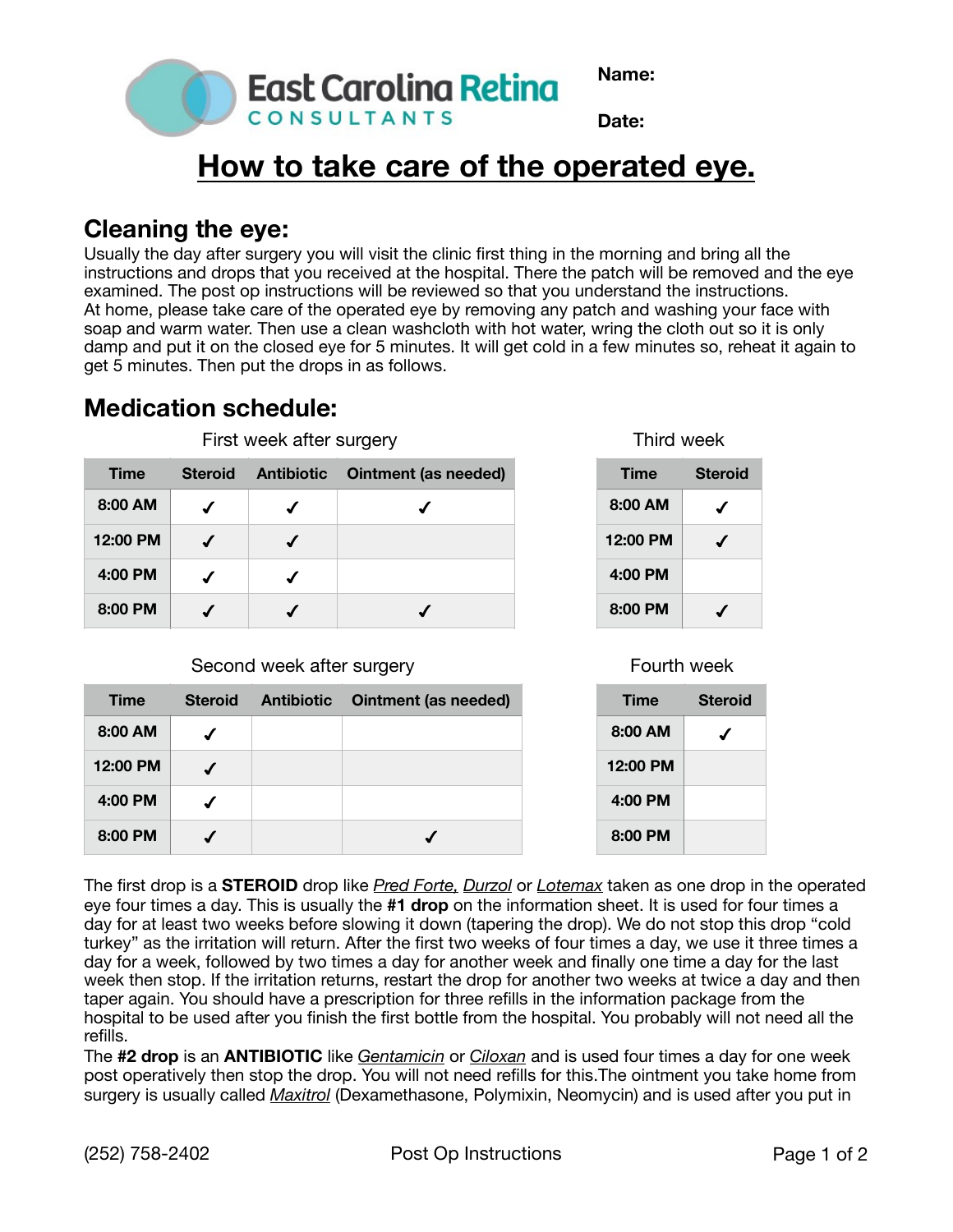East Carolina Retina CONSULTANTS

**Name:**

**Date:**

# How to take care of the operated eye.

## Cleaning the eye:

Usually the day after surgery you will visit the clinic first thing in the morning and bring all the instructions and drops that you received at the hospital. There the patch will be removed and the eye examined. The post op instructions will be reviewed so that you understand the instructions.
At home, please take care of the operated eye by removing any patch and washing your face with soap and warm water. Then use a clean washcloth with hot water, wring the cloth out so it is only damp and put it on the closed eye for 5 minutes. It will get cold in a few minutes so, reheat it again to get 5 minutes. Then put the drops in as follows.

## Medication schedule:

First week after surgery

| Time | Steroid | Antibiotic | Ointment (as needed) |
|---|---|---|---|
| 8:00 AM | ✓ | ✓ | ✓ |
| 12:00 PM | ✓ | ✓ | |
| 4:00 PM | ✓ | ✓ | |
| 8:00 PM | ✓ | ✓ | ✓ |

Third week

| Time | Steroid |
|---|---|
| 8:00 AM | ✓ |
| 12:00 PM | ✓ |
| 4:00 PM | |
| 8:00 PM | ✓ |

Second week after surgery

| Time | Steroid | Antibiotic | Ointment (as needed) |
|---|---|---|---|
| 8:00 AM | ✓ | | |
| 12:00 PM | ✓ | | |
| 4:00 PM | ✓ | | |
| 8:00 PM | ✓ | | ✓ |

Fourth week

| Time | Steroid |
|---|---|
| 8:00 AM | ✓ |
| 12:00 PM | |
| 4:00 PM | |
| 8:00 PM | |

The first drop is a **STEROID** drop like *Pred Forte*, *Durzol* or *Lotemax* taken as one drop in the operated eye four times a day. This is usually the **#1 drop** on the information sheet. It is used for four times a day for at least two weeks before slowing it down (tapering the drop). We do not stop this drop "cold turkey" as the irritation will return. After the first two weeks of four times a day, we use it three times a day for a week, followed by two times a day for another week and finally one time a day for the last week then stop. If the irritation returns, restart the drop for another two weeks at twice a day and then taper again. You should have a prescription for three refills in the information package from the hospital to be used after you finish the first bottle from the hospital. You probably will not need all the refills.
The **#2 drop** is an **ANTIBIOTIC** like *Gentamicin* or *Ciloxan* and is used four times a day for one week post operatively then stop the drop. You will not need refills for this.The ointment you take home from surgery is usually called *Maxitrol* (Dexamethasone, Polymixin, Neomycin) and is used after you put in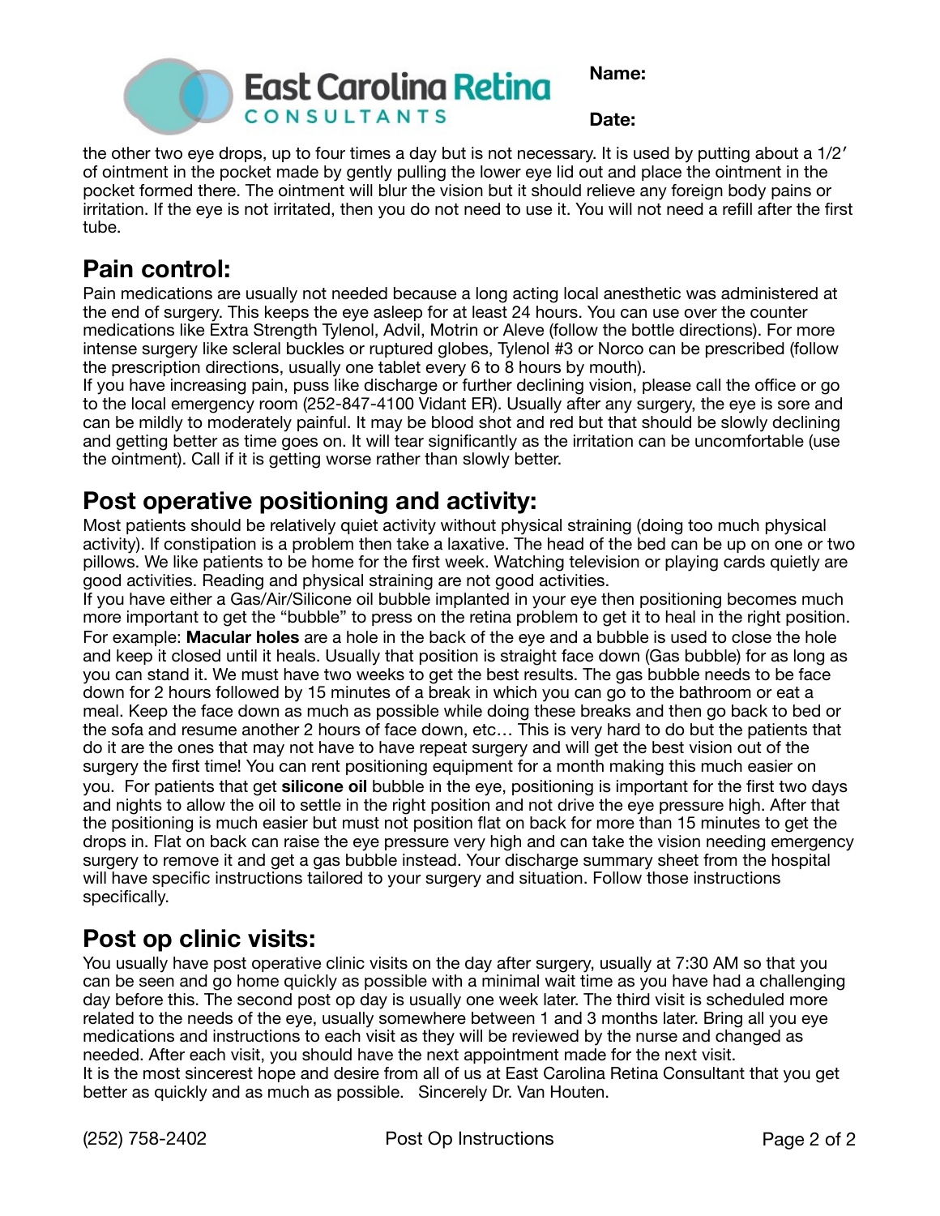the other two eye drops, up to four times a day but is not necessary. It is used by putting about a 1/2′ of ointment in the pocket made by gently pulling the lower eye lid out and place the ointment in the pocket formed there. The ointment will blur the vision but it should relieve any foreign body pains or irritation. If the eye is not irritated, then you do not need to use it. You will not need a refill after the first tube.

## Pain control:

Pain medications are usually not needed because a long acting local anesthetic was administered at the end of surgery. This keeps the eye asleep for at least 24 hours. You can use over the counter medications like Extra Strength Tylenol, Advil, Motrin or Aleve (follow the bottle directions). For more intense surgery like scleral buckles or ruptured globes, Tylenol #3 or Norco can be prescribed (follow the prescription directions, usually one tablet every 6 to 8 hours by mouth).
If you have increasing pain, puss like discharge or further declining vision, please call the office or go to the local emergency room (252-847-4100 Vidant ER). Usually after any surgery, the eye is sore and can be mildly to moderately painful. It may be blood shot and red but that should be slowly declining and getting better as time goes on. It will tear significantly as the irritation can be uncomfortable (use the ointment). Call if it is getting worse rather than slowly better.

## Post operative positioning and activity:

Most patients should be relatively quiet activity without physical straining (doing too much physical activity). If constipation is a problem then take a laxative. The head of the bed can be up on one or two pillows. We like patients to be home for the first week. Watching television or playing cards quietly are good activities. Reading and physical straining are not good activities.
If you have either a Gas/Air/Silicone oil bubble implanted in your eye then positioning becomes much more important to get the "bubble" to press on the retina problem to get it to heal in the right position. For example: **Macular holes** are a hole in the back of the eye and a bubble is used to close the hole and keep it closed until it heals. Usually that position is straight face down (Gas bubble) for as long as you can stand it. We must have two weeks to get the best results. The gas bubble needs to be face down for 2 hours followed by 15 minutes of a break in which you can go to the bathroom or eat a meal. Keep the face down as much as possible while doing these breaks and then go back to bed or the sofa and resume another 2 hours of face down, etc… This is very hard to do but the patients that do it are the ones that may not have to have repeat surgery and will get the best vision out of the surgery the first time! You can rent positioning equipment for a month making this much easier on you. For patients that get **silicone oil** bubble in the eye, positioning is important for the first two days and nights to allow the oil to settle in the right position and not drive the eye pressure high. After that the positioning is much easier but must not position flat on back for more than 15 minutes to get the drops in. Flat on back can raise the eye pressure very high and can take the vision needing emergency surgery to remove it and get a gas bubble instead. Your discharge summary sheet from the hospital will have specific instructions tailored to your surgery and situation. Follow those instructions specifically.

## Post op clinic visits:

You usually have post operative clinic visits on the day after surgery, usually at 7:30 AM so that you can be seen and go home quickly as possible with a minimal wait time as you have had a challenging day before this. The second post op day is usually one week later. The third visit is scheduled more related to the needs of the eye, usually somewhere between 1 and 3 months later. Bring all you eye medications and instructions to each visit as they will be reviewed by the nurse and changed as needed. After each visit, you should have the next appointment made for the next visit.
It is the most sincerest hope and desire from all of us at East Carolina Retina Consultant that you get better as quickly and as much as possible. Sincerely Dr. Van Houten.